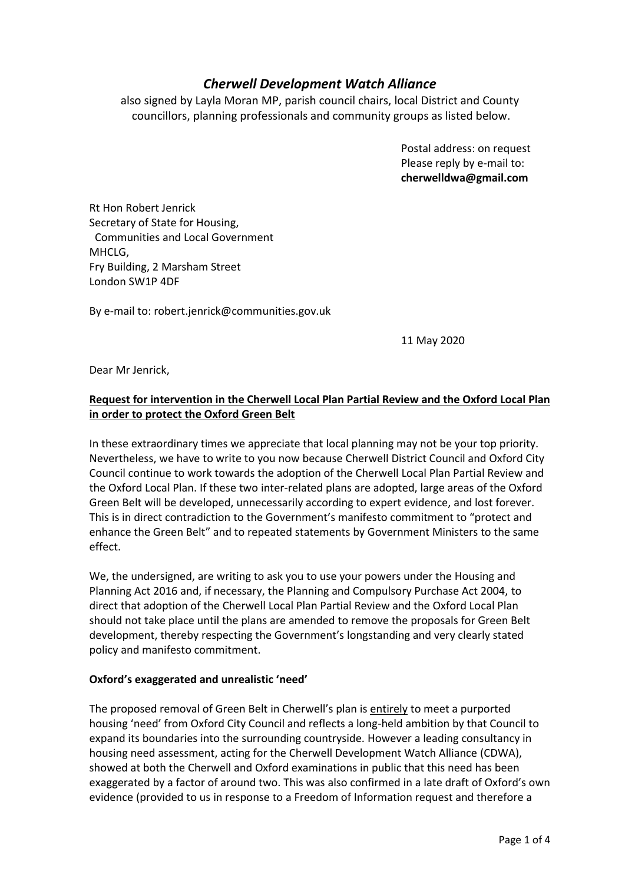# *Cherwell Development Watch Alliance*

also signed by Layla Moran MP, parish council chairs, local District and County councillors, planning professionals and community groups as listed below.

Postal address: on request
Please reply by e-mail to:
**cherwelldwa@gmail.com**

Rt Hon Robert Jenrick
Secretary of State for Housing,
Communities and Local Government
MHCLG,
Fry Building, 2 Marsham Street
London SW1P 4DF

By e-mail to: robert.jenrick@communities.gov.uk

11 May 2020

Dear Mr Jenrick,

**Request for intervention in the Cherwell Local Plan Partial Review and the Oxford Local Plan in order to protect the Oxford Green Belt**

In these extraordinary times we appreciate that local planning may not be your top priority. Nevertheless, we have to write to you now because Cherwell District Council and Oxford City Council continue to work towards the adoption of the Cherwell Local Plan Partial Review and the Oxford Local Plan. If these two inter-related plans are adopted, large areas of the Oxford Green Belt will be developed, unnecessarily according to expert evidence, and lost forever. This is in direct contradiction to the Government's manifesto commitment to "protect and enhance the Green Belt" and to repeated statements by Government Ministers to the same effect.

We, the undersigned, are writing to ask you to use your powers under the Housing and Planning Act 2016 and, if necessary, the Planning and Compulsory Purchase Act 2004, to direct that adoption of the Cherwell Local Plan Partial Review and the Oxford Local Plan should not take place until the plans are amended to remove the proposals for Green Belt development, thereby respecting the Government's longstanding and very clearly stated policy and manifesto commitment.

**Oxford's exaggerated and unrealistic 'need'**

The proposed removal of Green Belt in Cherwell's plan is <u>entirely</u> to meet a purported housing 'need' from Oxford City Council and reflects a long-held ambition by that Council to expand its boundaries into the surrounding countryside. However a leading consultancy in housing need assessment, acting for the Cherwell Development Watch Alliance (CDWA), showed at both the Cherwell and Oxford examinations in public that this need has been exaggerated by a factor of around two. This was also confirmed in a late draft of Oxford's own evidence (provided to us in response to a Freedom of Information request and therefore a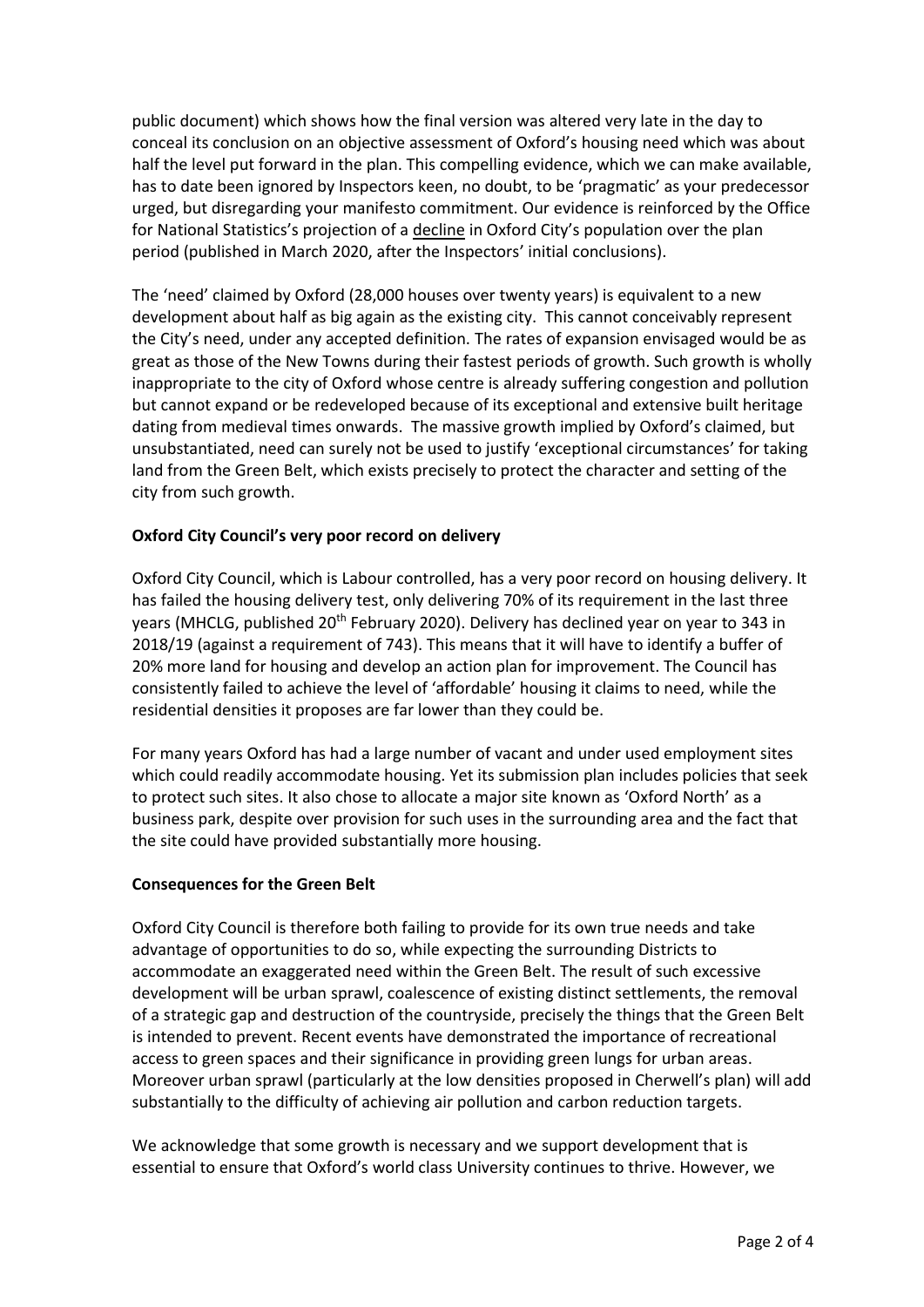public document) which shows how the final version was altered very late in the day to conceal its conclusion on an objective assessment of Oxford's housing need which was about half the level put forward in the plan. This compelling evidence, which we can make available, has to date been ignored by Inspectors keen, no doubt, to be 'pragmatic' as your predecessor urged, but disregarding your manifesto commitment. Our evidence is reinforced by the Office for National Statistics's projection of a decline in Oxford City's population over the plan period (published in March 2020, after the Inspectors' initial conclusions).

The 'need' claimed by Oxford (28,000 houses over twenty years) is equivalent to a new development about half as big again as the existing city. This cannot conceivably represent the City's need, under any accepted definition. The rates of expansion envisaged would be as great as those of the New Towns during their fastest periods of growth. Such growth is wholly inappropriate to the city of Oxford whose centre is already suffering congestion and pollution but cannot expand or be redeveloped because of its exceptional and extensive built heritage dating from medieval times onwards. The massive growth implied by Oxford's claimed, but unsubstantiated, need can surely not be used to justify 'exceptional circumstances' for taking land from the Green Belt, which exists precisely to protect the character and setting of the city from such growth.

**Oxford City Council's very poor record on delivery**

Oxford City Council, which is Labour controlled, has a very poor record on housing delivery. It has failed the housing delivery test, only delivering 70% of its requirement in the last three years (MHCLG, published 20th February 2020). Delivery has declined year on year to 343 in 2018/19 (against a requirement of 743). This means that it will have to identify a buffer of 20% more land for housing and develop an action plan for improvement. The Council has consistently failed to achieve the level of 'affordable' housing it claims to need, while the residential densities it proposes are far lower than they could be.

For many years Oxford has had a large number of vacant and under used employment sites which could readily accommodate housing. Yet its submission plan includes policies that seek to protect such sites. It also chose to allocate a major site known as 'Oxford North' as a business park, despite over provision for such uses in the surrounding area and the fact that the site could have provided substantially more housing.

**Consequences for the Green Belt**

Oxford City Council is therefore both failing to provide for its own true needs and take advantage of opportunities to do so, while expecting the surrounding Districts to accommodate an exaggerated need within the Green Belt. The result of such excessive development will be urban sprawl, coalescence of existing distinct settlements, the removal of a strategic gap and destruction of the countryside, precisely the things that the Green Belt is intended to prevent. Recent events have demonstrated the importance of recreational access to green spaces and their significance in providing green lungs for urban areas. Moreover urban sprawl (particularly at the low densities proposed in Cherwell's plan) will add substantially to the difficulty of achieving air pollution and carbon reduction targets.

We acknowledge that some growth is necessary and we support development that is essential to ensure that Oxford's world class University continues to thrive. However, we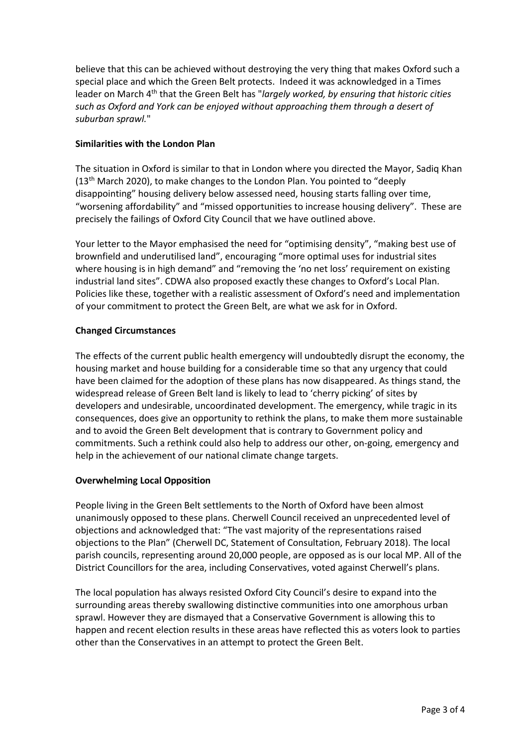believe that this can be achieved without destroying the very thing that makes Oxford such a special place and which the Green Belt protects. Indeed it was acknowledged in a Times leader on March 4th that the Green Belt has "*largely worked, by ensuring that historic cities such as Oxford and York can be enjoyed without approaching them through a desert of suburban sprawl.*"

**Similarities with the London Plan**

The situation in Oxford is similar to that in London where you directed the Mayor, Sadiq Khan (13th March 2020), to make changes to the London Plan. You pointed to "deeply disappointing" housing delivery below assessed need, housing starts falling over time, "worsening affordability" and "missed opportunities to increase housing delivery". These are precisely the failings of Oxford City Council that we have outlined above.

Your letter to the Mayor emphasised the need for "optimising density", "making best use of brownfield and underutilised land", encouraging "more optimal uses for industrial sites where housing is in high demand" and "removing the 'no net loss' requirement on existing industrial land sites". CDWA also proposed exactly these changes to Oxford's Local Plan. Policies like these, together with a realistic assessment of Oxford's need and implementation of your commitment to protect the Green Belt, are what we ask for in Oxford.

**Changed Circumstances**

The effects of the current public health emergency will undoubtedly disrupt the economy, the housing market and house building for a considerable time so that any urgency that could have been claimed for the adoption of these plans has now disappeared. As things stand, the widespread release of Green Belt land is likely to lead to 'cherry picking' of sites by developers and undesirable, uncoordinated development. The emergency, while tragic in its consequences, does give an opportunity to rethink the plans, to make them more sustainable and to avoid the Green Belt development that is contrary to Government policy and commitments. Such a rethink could also help to address our other, on-going, emergency and help in the achievement of our national climate change targets.

**Overwhelming Local Opposition**

People living in the Green Belt settlements to the North of Oxford have been almost unanimously opposed to these plans. Cherwell Council received an unprecedented level of objections and acknowledged that: "The vast majority of the representations raised objections to the Plan" (Cherwell DC, Statement of Consultation, February 2018). The local parish councils, representing around 20,000 people, are opposed as is our local MP. All of the District Councillors for the area, including Conservatives, voted against Cherwell's plans.

The local population has always resisted Oxford City Council's desire to expand into the surrounding areas thereby swallowing distinctive communities into one amorphous urban sprawl. However they are dismayed that a Conservative Government is allowing this to happen and recent election results in these areas have reflected this as voters look to parties other than the Conservatives in an attempt to protect the Green Belt.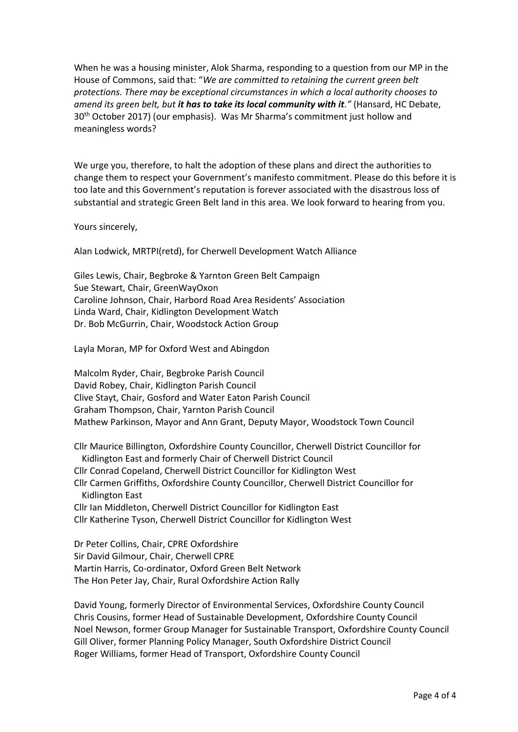When he was a housing minister, Alok Sharma, responding to a question from our MP in the House of Commons, said that: "*We are committed to retaining the current green belt protections. There may be exceptional circumstances in which a local authority chooses to amend its green belt, but **it has to take its local community with it**."* (Hansard, HC Debate, 30th October 2017) (our emphasis). Was Mr Sharma's commitment just hollow and meaningless words?

We urge you, therefore, to halt the adoption of these plans and direct the authorities to change them to respect your Government's manifesto commitment. Please do this before it is too late and this Government's reputation is forever associated with the disastrous loss of substantial and strategic Green Belt land in this area. We look forward to hearing from you.

Yours sincerely,

Alan Lodwick, MRTPI(retd), for Cherwell Development Watch Alliance

Giles Lewis, Chair, Begbroke & Yarnton Green Belt Campaign
Sue Stewart, Chair, GreenWayOxon
Caroline Johnson, Chair, Harbord Road Area Residents' Association
Linda Ward, Chair, Kidlington Development Watch
Dr. Bob McGurrin, Chair, Woodstock Action Group

Layla Moran, MP for Oxford West and Abingdon

Malcolm Ryder, Chair, Begbroke Parish Council
David Robey, Chair, Kidlington Parish Council
Clive Stayt, Chair, Gosford and Water Eaton Parish Council
Graham Thompson, Chair, Yarnton Parish Council
Mathew Parkinson, Mayor and Ann Grant, Deputy Mayor, Woodstock Town Council

Cllr Maurice Billington, Oxfordshire County Councillor, Cherwell District Councillor for Kidlington East and formerly Chair of Cherwell District Council
Cllr Conrad Copeland, Cherwell District Councillor for Kidlington West
Cllr Carmen Griffiths, Oxfordshire County Councillor, Cherwell District Councillor for Kidlington East
Cllr Ian Middleton, Cherwell District Councillor for Kidlington East
Cllr Katherine Tyson, Cherwell District Councillor for Kidlington West

Dr Peter Collins, Chair, CPRE Oxfordshire
Sir David Gilmour, Chair, Cherwell CPRE
Martin Harris, Co-ordinator, Oxford Green Belt Network
The Hon Peter Jay, Chair, Rural Oxfordshire Action Rally

David Young, formerly Director of Environmental Services, Oxfordshire County Council
Chris Cousins, former Head of Sustainable Development, Oxfordshire County Council
Noel Newson, former Group Manager for Sustainable Transport, Oxfordshire County Council
Gill Oliver, former Planning Policy Manager, South Oxfordshire District Council
Roger Williams, former Head of Transport, Oxfordshire County Council